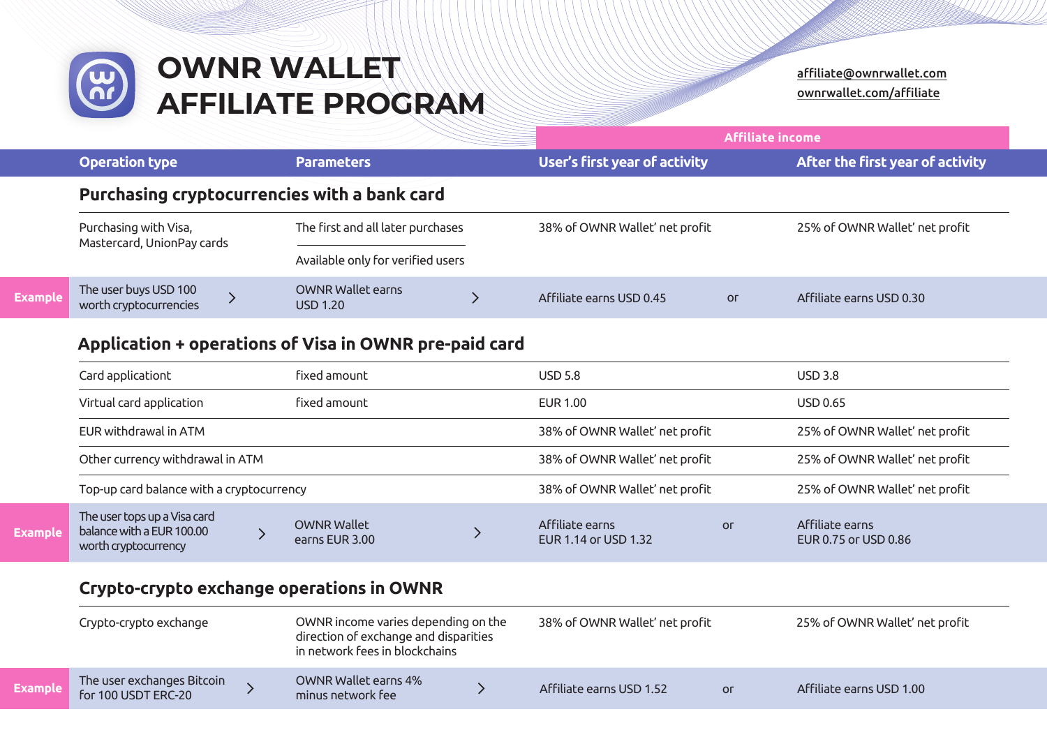# OWNR WALLET AFFILIATE PROGRAM

affiliate@ownrwallet.com
ownrwallet.com/affiliate

| | Operation type | Parameters | Affiliate income: User's first year of activity | | Affiliate income: After the first year of activity |
|---|---|---|---|---|---|
| | **Purchasing cryptocurrencies with a bank card** | | | | |
| | Purchasing with Visa, Mastercard, UnionPay cards | The first and all later purchases / Available only for verified users | 38% of OWNR Wallet' net profit | | 25% of OWNR Wallet' net profit |
| **Example** | The user buys USD 100 worth cryptocurrencies › | OWNR Wallet earns USD 1.20 › | Affiliate earns USD 0.45 | or | Affiliate earns USD 0.30 |
| | **Application + operations of Visa in OWNR pre-paid card** | | | | |
| | Card applicationt | fixed amount | USD 5.8 | | USD 3.8 |
| | Virtual card application | fixed amount | EUR 1.00 | | USD 0.65 |
| | EUR withdrawal in ATM | | 38% of OWNR Wallet' net profit | | 25% of OWNR Wallet' net profit |
| | Other currency withdrawal in ATM | | 38% of OWNR Wallet' net profit | | 25% of OWNR Wallet' net profit |
| | Top-up card balance with a cryptocurrency | | 38% of OWNR Wallet' net profit | | 25% of OWNR Wallet' net profit |
| **Example** | The user tops up a Visa card balance with a EUR 100.00 worth cryptocurrency › | OWNR Wallet earns EUR 3.00 › | Affiliate earns EUR 1.14 or USD 1.32 | or | Affiliate earns EUR 0.75 or USD 0.86 |
| | **Crypto-crypto exchange operations in OWNR** | | | | |
| | Crypto-crypto exchange | OWNR income varies depending on the direction of exchange and disparities in network fees in blockchains | 38% of OWNR Wallet' net profit | | 25% of OWNR Wallet' net profit |
| **Example** | The user exchanges Bitcoin for 100 USDT ERC-20 › | OWNR Wallet earns 4% minus network fee › | Affiliate earns USD 1.52 | or | Affiliate earns USD 1.00 |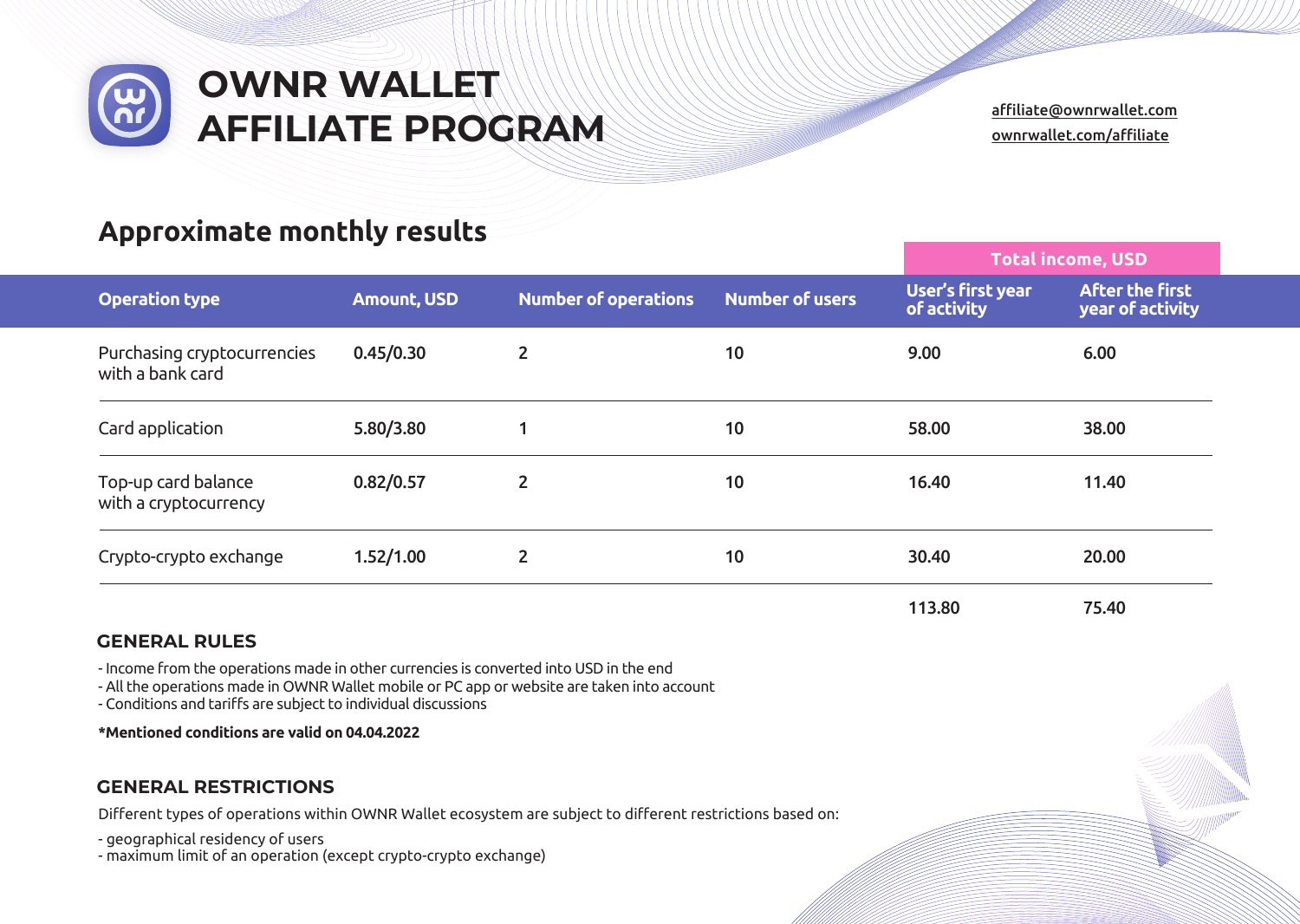# OWNR WALLET AFFILIATE PROGRAM

affiliate@ownrwallet.com
ownrwallet.com/affiliate

## Approximate monthly results

| Operation type | Amount, USD | Number of operations | Number of users | Total income, USD | |
|---|---|---|---|---|---|
| | | | | User's first year of activity | After the first year of activity |
| Purchasing cryptocurrencies with a bank card | 0.45/0.30 | 2 | 10 | 9.00 | 6.00 |
| Card application | 5.80/3.80 | 1 | 10 | 58.00 | 38.00 |
| Top-up card balance with a cryptocurrency | 0.82/0.57 | 2 | 10 | 16.40 | 11.40 |
| Crypto-crypto exchange | 1.52/1.00 | 2 | 10 | 30.40 | 20.00 |
| | | | | 113.80 | 75.40 |

### GENERAL RULES

- Income from the operations made in other currencies is converted into USD in the end
- All the operations made in OWNR Wallet mobile or PC app or website are taken into account
- Conditions and tariffs are subject to individual discussions

**\*Mentioned conditions are valid on 04.04.2022**

### GENERAL RESTRICTIONS

Different types of operations within OWNR Wallet ecosystem are subject to different restrictions based on:

- geographical residency of users
- maximum limit of an operation (except crypto-crypto exchange)